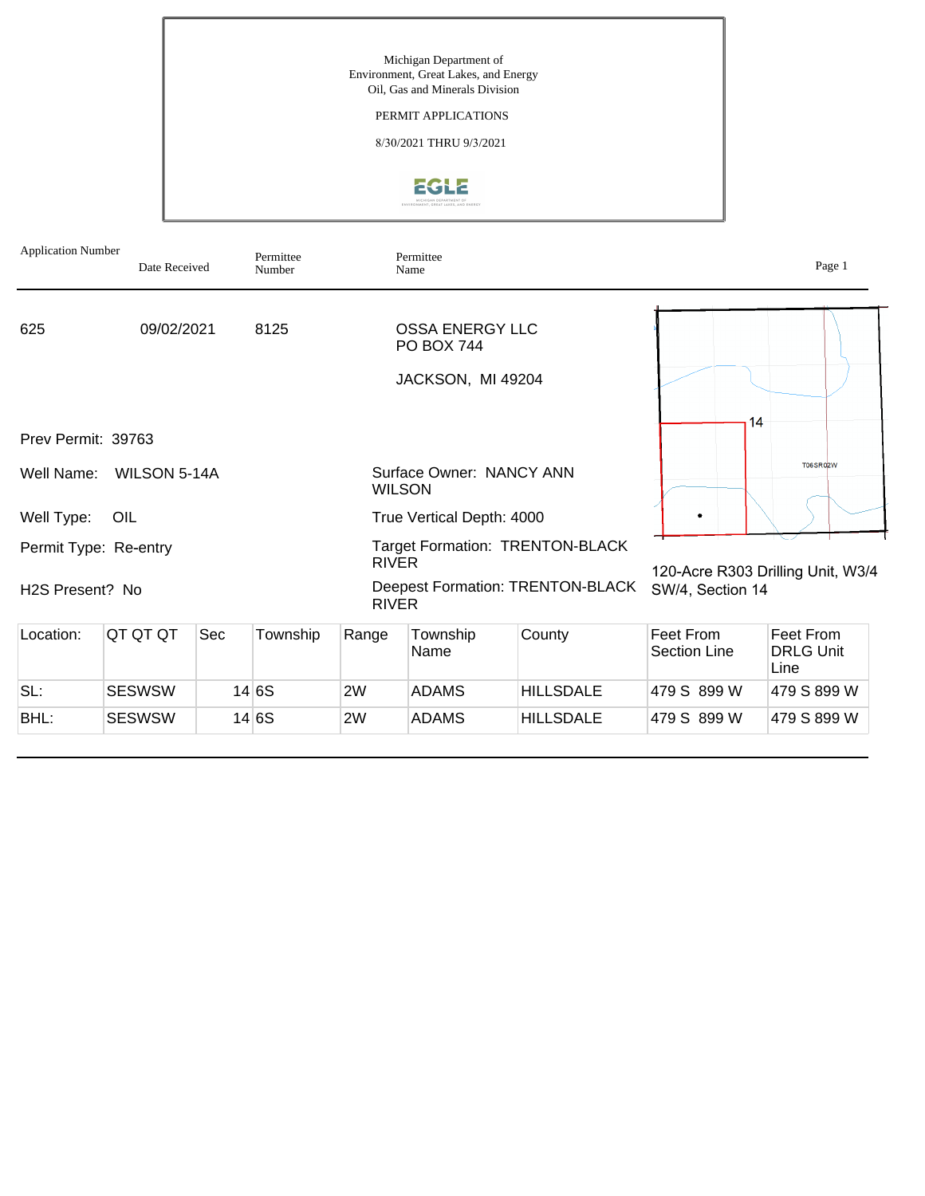Michigan Department of
Environment, Great Lakes, and Energy
Oil, Gas and Minerals Division

PERMIT APPLICATIONS

8/30/2021 THRU 9/3/2021

| Application Number | Date Received | Permittee Number | Permittee Name |
|---|---|---|---|
| 625 | 09/02/2021 | 8125 | OSSA ENERGY LLC<br>PO BOX 744<br>JACKSON, MI 49204 |

Prev Permit: 39763

Well Name: WILSON 5-14A

Surface Owner: NANCY ANN WILSON

Well Type: OIL

True Vertical Depth: 4000

Permit Type: Re-entry

Target Formation: TRENTON-BLACK RIVER

H2S Present? No

Deepest Formation: TRENTON-BLACK RIVER

14

T06SR02W

120-Acre R303 Drilling Unit, W3/4 SW/4, Section 14

| Location: | QT QT QT | Sec | Township | Range | Township Name | County | Feet From Section Line | Feet From DRLG Unit Line |
|---|---|---|---|---|---|---|---|---|
| SL: | SESWSW | 14 | 6S | 2W | ADAMS | HILLSDALE | 479 S 899 W | 479 S 899 W |
| BHL: | SESWSW | 14 | 6S | 2W | ADAMS | HILLSDALE | 479 S 899 W | 479 S 899 W |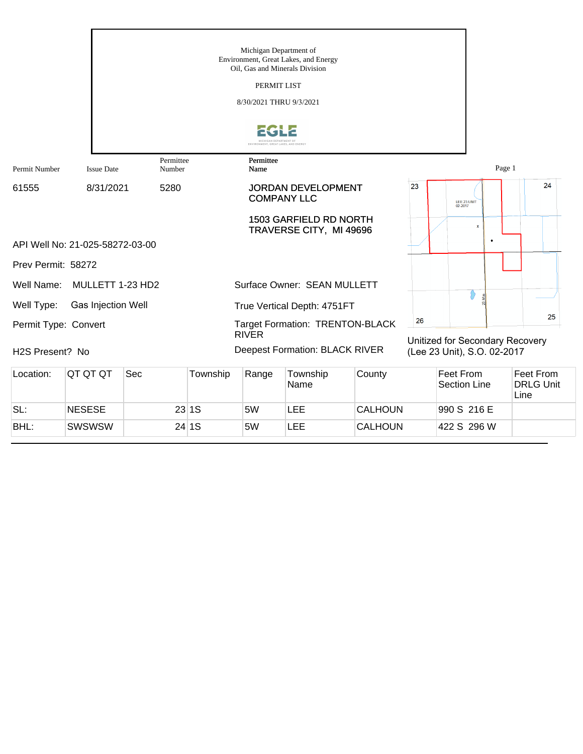Michigan Department of
Environment, Great Lakes, and Energy
Oil, Gas and Minerals Division

PERMIT LIST

8/30/2021 THRU 9/3/2021

| Permit Number | Issue Date | Permittee Number | Permittee Name |
|---|---|---|---|
| 61555 | 8/31/2021 | 5280 | JORDAN DEVELOPMENT COMPANY LLC |

1503 GARFIELD RD NORTH
TRAVERSE CITY, MI 49696

API Well No: 21-025-58272-03-00

Prev Permit: 58272

Well Name: MULLETT 1-23 HD2

Surface Owner: SEAN MULLETT

Well Type: Gas Injection Well

True Vertical Depth: 4751FT

Permit Type: Convert

Target Formation: TRENTON-BLACK RIVER

H2S Present? No

Deepest Formation: BLACK RIVER

Unitized for Secondary Recovery (Lee 23 Unit), S.O. 02-2017

| Location: | QT QT QT | Sec | Township | Range | Township Name | County | Feet From Section Line | Feet From DRLG Unit Line |
|---|---|---|---|---|---|---|---|---|
| SL: | NESESE | 23 | 1S | 5W | LEE | CALHOUN | 990 S 216 E | |
| BHL: | SWSWSW | 24 | 1S | 5W | LEE | CALHOUN | 422 S 296 W | |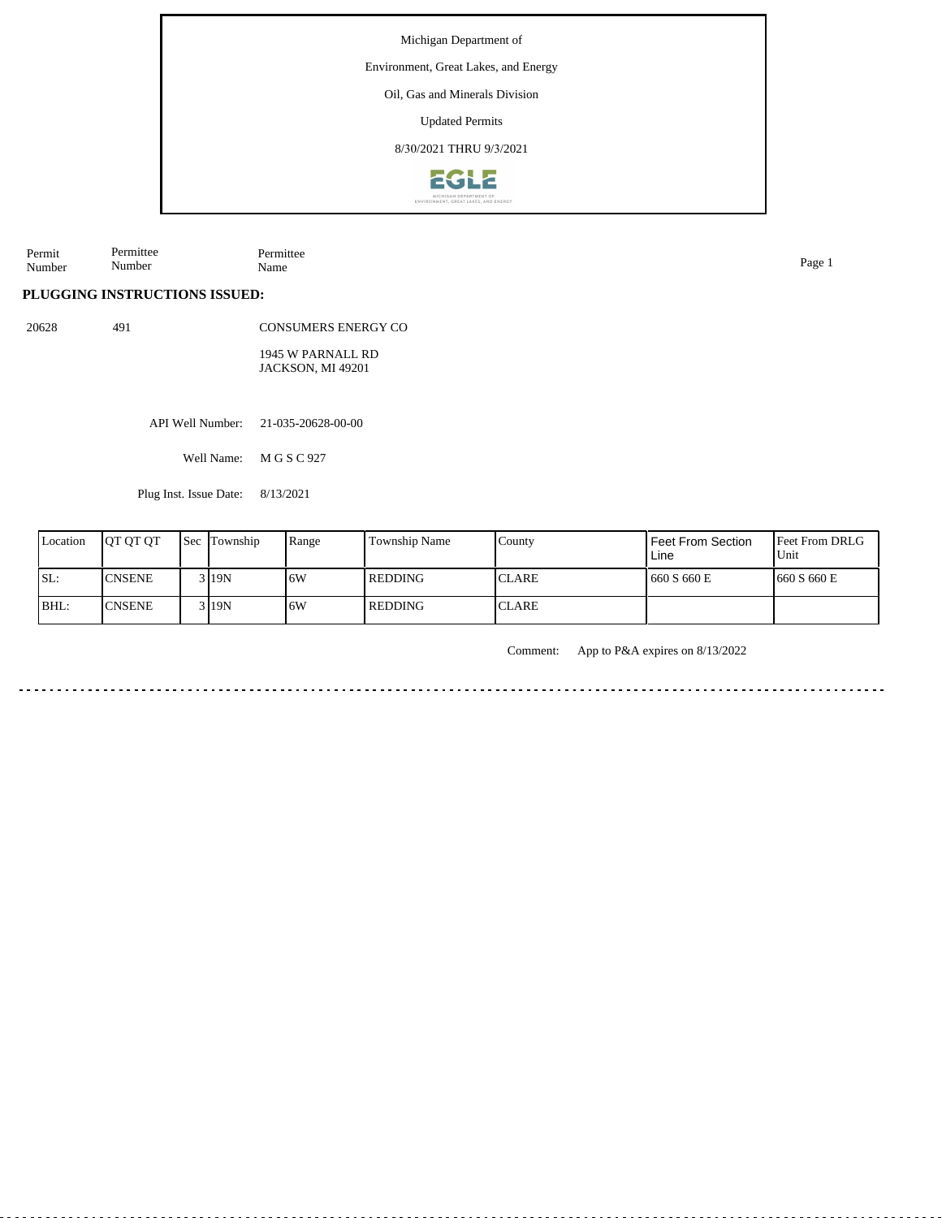Michigan Department of

Environment, Great Lakes, and Energy

Oil, Gas and Minerals Division

Updated Permits

8/30/2021 THRU 9/3/2021

| Permit Number | Permittee Number | Permittee Name |
|---|---|---|

**PLUGGING INSTRUCTIONS ISSUED:**

20628 491 CONSUMERS ENERGY CO

1945 W PARNALL RD
JACKSON, MI 49201

API Well Number: 21-035-20628-00-00

Well Name: M G S C 927

Plug Inst. Issue Date: 8/13/2021

| Location | QT QT QT | Sec | Township | Range | Township Name | County | Feet From Section Line | Feet From DRLG Unit |
|---|---|---|---|---|---|---|---|---|
| SL: | CNSENE | 3 | 19N | 6W | REDDING | CLARE | 660 S 660 E | 660 S 660 E |
| BHL: | CNSENE | 3 | 19N | 6W | REDDING | CLARE | | |

Comment: App to P&A expires on 8/13/2022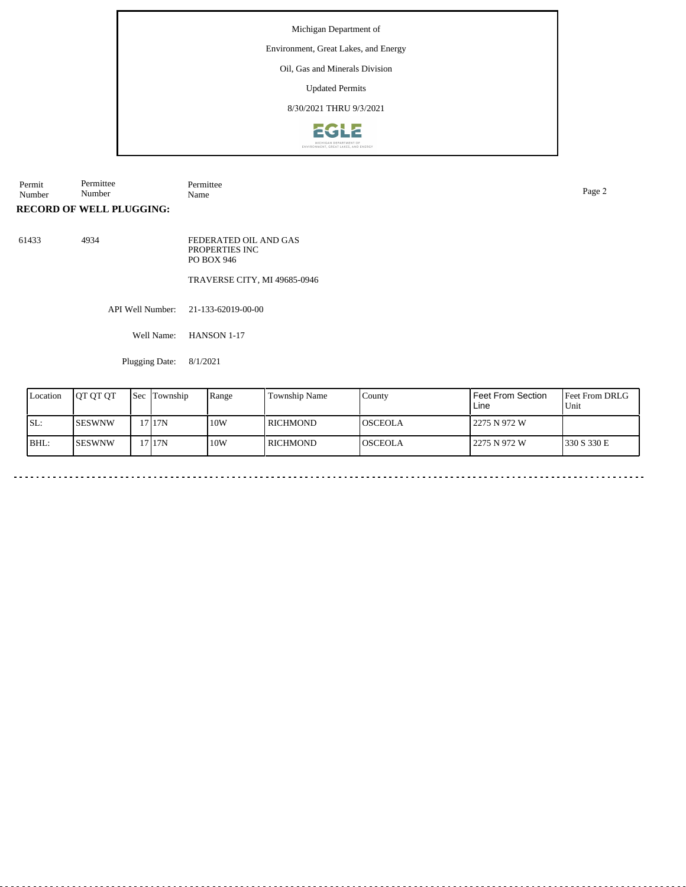Michigan Department of

Environment, Great Lakes, and Energy

Oil, Gas and Minerals Division

Updated Permits

8/30/2021 THRU 9/3/2021

| Permit Number | Permittee Number | Permittee Name |
|---|---|---|

**RECORD OF WELL PLUGGING:**

61433 4934 FEDERATED OIL AND GAS PROPERTIES INC
PO BOX 946

TRAVERSE CITY, MI 49685-0946

API Well Number: 21-133-62019-00-00

Well Name: HANSON 1-17

Plugging Date: 8/1/2021

| Location | QT QT QT | Sec | Township | Range | Township Name | County | Feet From Section Line | Feet From DRLG Unit |
|---|---|---|---|---|---|---|---|---|
| SL: | SESWNW | 17 | 17N | 10W | RICHMOND | OSCEOLA | 2275 N 972 W | |
| BHL: | SESWNW | 17 | 17N | 10W | RICHMOND | OSCEOLA | 2275 N 972 W | 330 S 330 E |